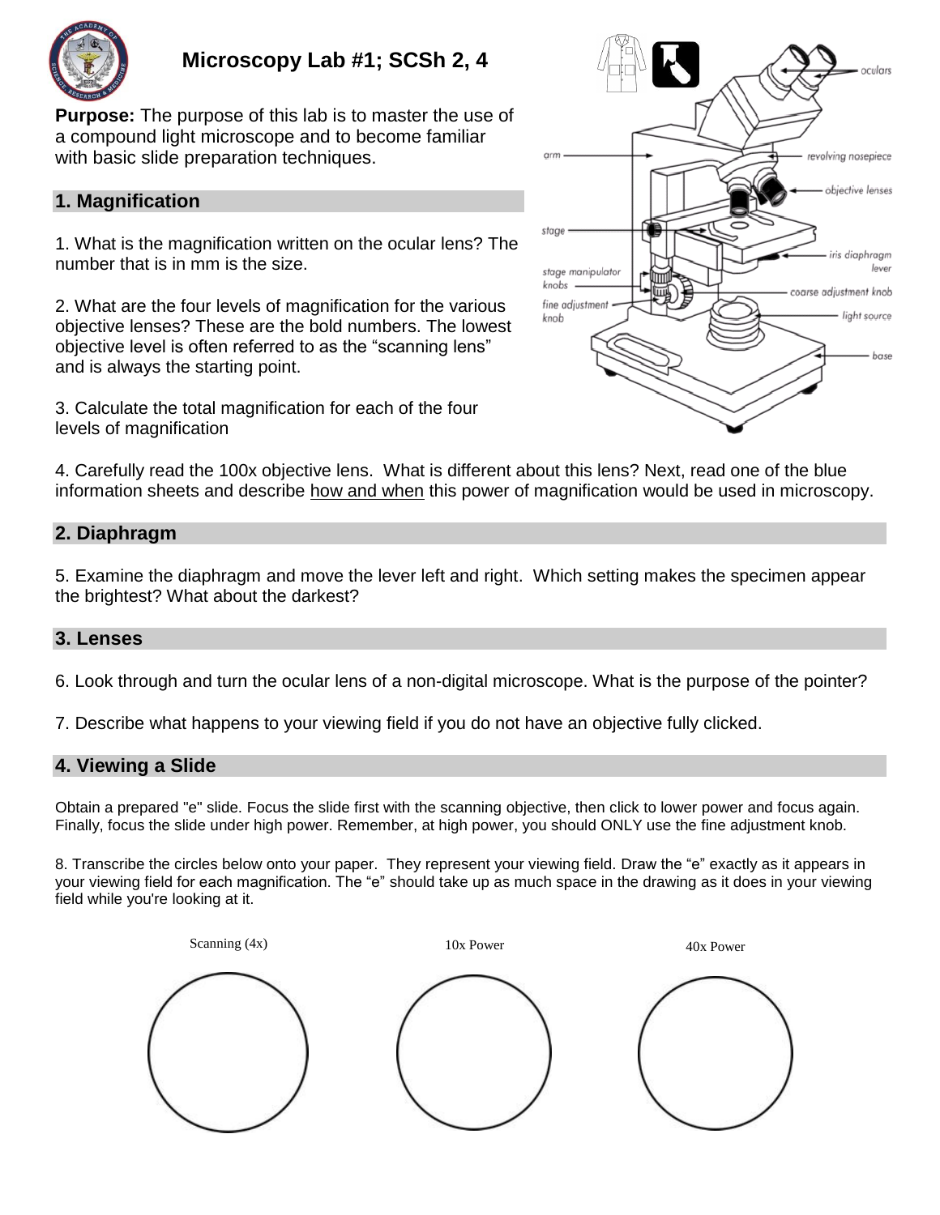# Microscopy Lab #1; SCSh 2, 4

**Purpose:** The purpose of this lab is to master the use of a compound light microscope and to become familiar with basic slide preparation techniques.

## 1. Magnification

1. What is the magnification written on the ocular lens? The number that is in mm is the size.

2. What are the four levels of magnification for the various objective lenses? These are the bold numbers. The lowest objective level is often referred to as the "scanning lens" and is always the starting point.

3. Calculate the total magnification for each of the four levels of magnification

4. Carefully read the 100x objective lens. What is different about this lens? Next, read one of the blue information sheets and describe how and when this power of magnification would be used in microscopy.

## 2. Diaphragm

5. Examine the diaphragm and move the lever left and right. Which setting makes the specimen appear the brightest? What about the darkest?

## 3. Lenses

6. Look through and turn the ocular lens of a non-digital microscope. What is the purpose of the pointer?

7. Describe what happens to your viewing field if you do not have an objective fully clicked.

## 4. Viewing a Slide

Obtain a prepared "e" slide. Focus the slide first with the scanning objective, then click to lower power and focus again. Finally, focus the slide under high power. Remember, at high power, you should ONLY use the fine adjustment knob.

8. Transcribe the circles below onto your paper. They represent your viewing field. Draw the "e" exactly as it appears in your viewing field for each magnification. The "e" should take up as much space in the drawing as it does in your viewing field while you're looking at it.

Scanning (4x) | 10x Power | 40x Power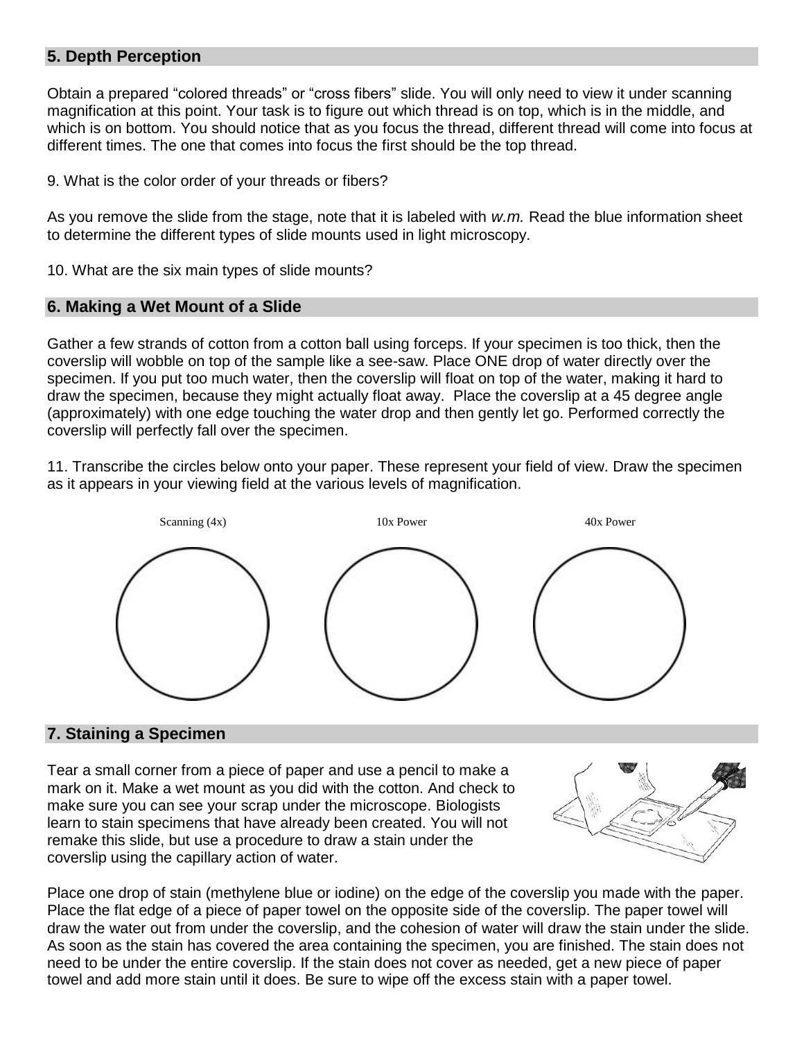## 5. Depth Perception

Obtain a prepared "colored threads" or "cross fibers" slide. You will only need to view it under scanning magnification at this point. Your task is to figure out which thread is on top, which is in the middle, and which is on bottom. You should notice that as you focus the thread, different thread will come into focus at different times. The one that comes into focus the first should be the top thread.

9. What is the color order of your threads or fibers?

As you remove the slide from the stage, note that it is labeled with *w.m.* Read the blue information sheet to determine the different types of slide mounts used in light microscopy.

10. What are the six main types of slide mounts?

## 6. Making a Wet Mount of a Slide

Gather a few strands of cotton from a cotton ball using forceps. If your specimen is too thick, then the coverslip will wobble on top of the sample like a see-saw. Place ONE drop of water directly over the specimen. If you put too much water, then the coverslip will float on top of the water, making it hard to draw the specimen, because they might actually float away. Place the coverslip at a 45 degree angle (approximately) with one edge touching the water drop and then gently let go. Performed correctly the coverslip will perfectly fall over the specimen.

11. Transcribe the circles below onto your paper. These represent your field of view. Draw the specimen as it appears in your viewing field at the various levels of magnification.

Scanning (4x) | 10x Power | 40x Power

## 7. Staining a Specimen

Tear a small corner from a piece of paper and use a pencil to make a mark on it. Make a wet mount as you did with the cotton. And check to make sure you can see your scrap under the microscope. Biologists learn to stain specimens that have already been created. You will not remake this slide, but use a procedure to draw a stain under the coverslip using the capillary action of water.

Place one drop of stain (methylene blue or iodine) on the edge of the coverslip you made with the paper. Place the flat edge of a piece of paper towel on the opposite side of the coverslip. The paper towel will draw the water out from under the coverslip, and the cohesion of water will draw the stain under the slide. As soon as the stain has covered the area containing the specimen, you are finished. The stain does not need to be under the entire coverslip. If the stain does not cover as needed, get a new piece of paper towel and add more stain until it does. Be sure to wipe off the excess stain with a paper towel.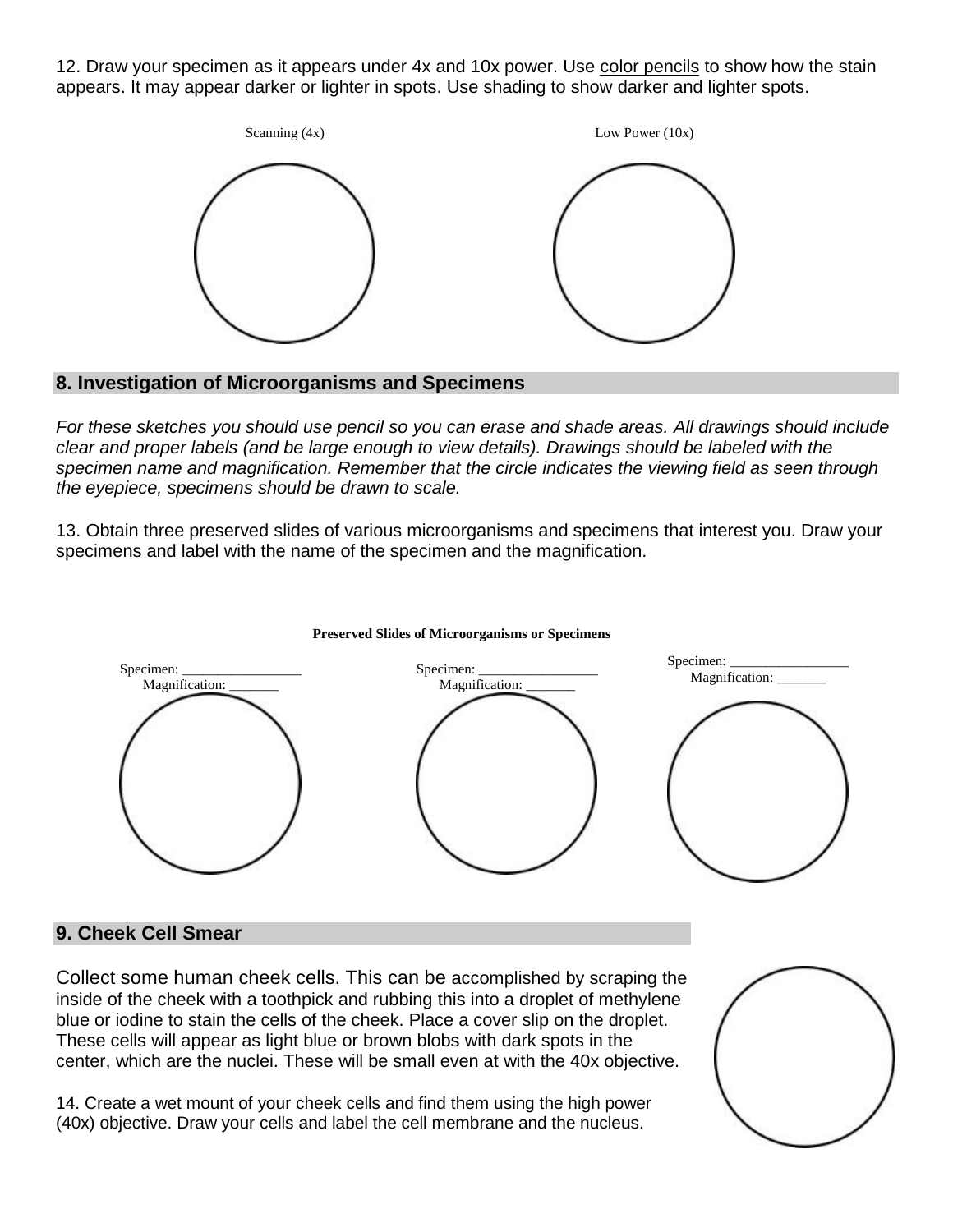12. Draw your specimen as it appears under 4x and 10x power. Use <u>color pencils</u> to show how the stain appears. It may appear darker or lighter in spots. Use shading to show darker and lighter spots.

Scanning (4x)

Low Power (10x)

## 8. Investigation of Microorganisms and Specimens

*For these sketches you should use pencil so you can erase and shade areas. All drawings should include clear and proper labels (and be large enough to view details). Drawings should be labeled with the specimen name and magnification. Remember that the circle indicates the viewing field as seen through the eyepiece, specimens should be drawn to scale.*

13. Obtain three preserved slides of various microorganisms and specimens that interest you. Draw your specimens and label with the name of the specimen and the magnification.

**Preserved Slides of Microorganisms or Specimens**

Specimen: _________________
Magnification: _______

Specimen: _________________
Magnification: _______

Specimen: _________________
Magnification: _______

## 9. Cheek Cell Smear

Collect some human cheek cells. This can be accomplished by scraping the inside of the cheek with a toothpick and rubbing this into a droplet of methylene blue or iodine to stain the cells of the cheek. Place a cover slip on the droplet. These cells will appear as light blue or brown blobs with dark spots in the center, which are the nuclei. These will be small even at with the 40x objective.

14. Create a wet mount of your cheek cells and find them using the high power (40x) objective. Draw your cells and label the cell membrane and the nucleus.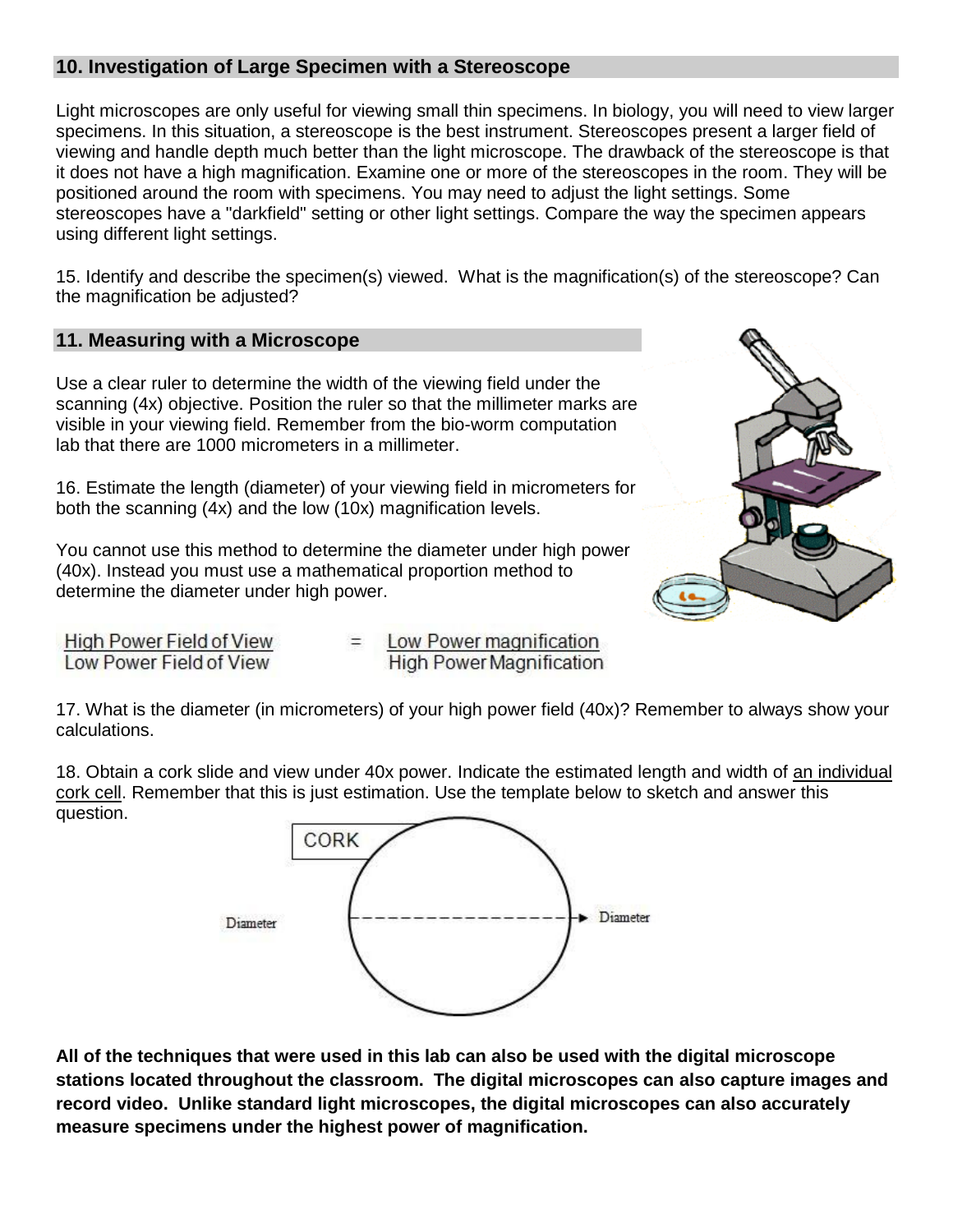## 10. Investigation of Large Specimen with a Stereoscope

Light microscopes are only useful for viewing small thin specimens. In biology, you will need to view larger specimens. In this situation, a stereoscope is the best instrument. Stereoscopes present a larger field of viewing and handle depth much better than the light microscope. The drawback of the stereoscope is that it does not have a high magnification. Examine one or more of the stereoscopes in the room. They will be positioned around the room with specimens. You may need to adjust the light settings. Some stereoscopes have a "darkfield" setting or other light settings. Compare the way the specimen appears using different light settings.

15. Identify and describe the specimen(s) viewed. What is the magnification(s) of the stereoscope? Can the magnification be adjusted?

## 11. Measuring with a Microscope

Use a clear ruler to determine the width of the viewing field under the scanning (4x) objective. Position the ruler so that the millimeter marks are visible in your viewing field. Remember from the bio-worm computation lab that there are 1000 micrometers in a millimeter.

16. Estimate the length (diameter) of your viewing field in micrometers for both the scanning (4x) and the low (10x) magnification levels.

You cannot use this method to determine the diameter under high power (40x). Instead you must use a mathematical proportion method to determine the diameter under high power.

$$\frac{\text{High Power Field of View}}{\text{Low Power Field of View}} = \frac{\text{Low Power magnification}}{\text{High Power Magnification}}$$

17. What is the diameter (in micrometers) of your high power field (40x)? Remember to always show your calculations.

18. Obtain a cork slide and view under 40x power. Indicate the estimated length and width of <u>an individual cork cell</u>. Remember that this is just estimation. Use the template below to sketch and answer this question.

CORK

Diameter

Diameter

**All of the techniques that were used in this lab can also be used with the digital microscope stations located throughout the classroom. The digital microscopes can also capture images and record video. Unlike standard light microscopes, the digital microscopes can also accurately measure specimens under the highest power of magnification.**